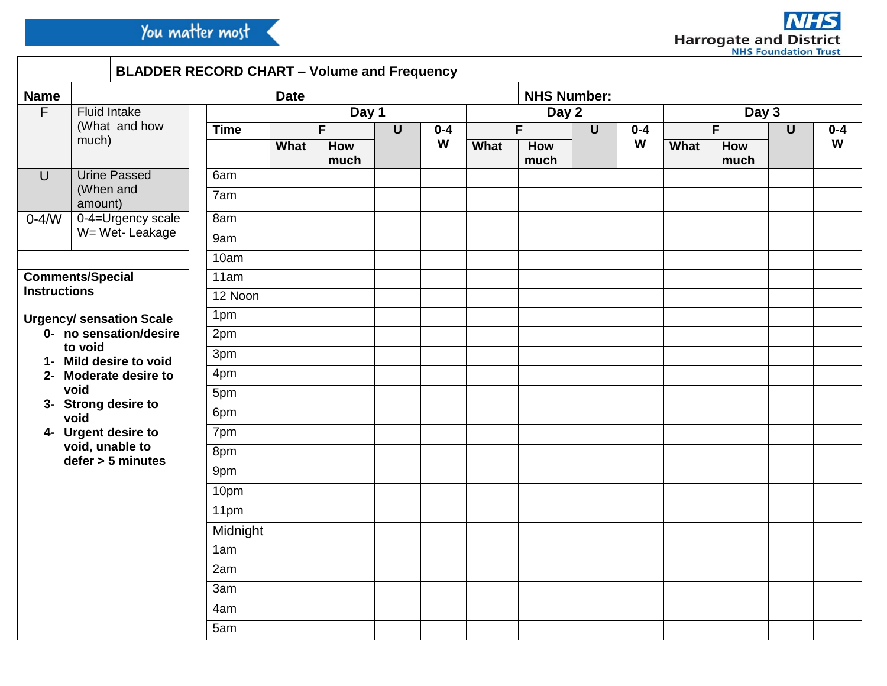You matter most

Harrogate and District NHS Foundation Trust

## BLADDER RECORD CHART – Volume and Frequency

**Name** | **Date** | **NHS Number:**

| | |
|---|---|
| F | Fluid Intake (What and how much) |
| U | Urine Passed (When and amount) |
| 0-4/W | 0-4=Urgency scale W= Wet- Leakage |

**Comments/Special Instructions**

**Urgency/ sensation Scale**

- **0- no sensation/desire to void**
- **1- Mild desire to void**
- **2- Moderate desire to void**
- **3- Strong desire to void**
- **4- Urgent desire to void, unable to defer > 5 minutes**

| | Day 1 | | | | Day 2 | | | | Day 3 | | | |
|---|---|---|---|---|---|---|---|---|---|---|---|---|
| **Time** | **F** | | **U** | **0-4 W** | **F** | | **U** | **0-4 W** | **F** | | **U** | **0-4 W** |
| | **What** | **How much** | | | **What** | **How much** | | | **What** | **How much** | | |
| 6am | | | | | | | | | | | | |
| 7am | | | | | | | | | | | | |
| 8am | | | | | | | | | | | | |
| 9am | | | | | | | | | | | | |
| 10am | | | | | | | | | | | | |
| 11am | | | | | | | | | | | | |
| 12 Noon | | | | | | | | | | | | |
| 1pm | | | | | | | | | | | | |
| 2pm | | | | | | | | | | | | |
| 3pm | | | | | | | | | | | | |
| 4pm | | | | | | | | | | | | |
| 5pm | | | | | | | | | | | | |
| 6pm | | | | | | | | | | | | |
| 7pm | | | | | | | | | | | | |
| 8pm | | | | | | | | | | | | |
| 9pm | | | | | | | | | | | | |
| 10pm | | | | | | | | | | | | |
| 11pm | | | | | | | | | | | | |
| Midnight | | | | | | | | | | | | |
| 1am | | | | | | | | | | | | |
| 2am | | | | | | | | | | | | |
| 3am | | | | | | | | | | | | |
| 4am | | | | | | | | | | | | |
| 5am | | | | | | | | | | | | |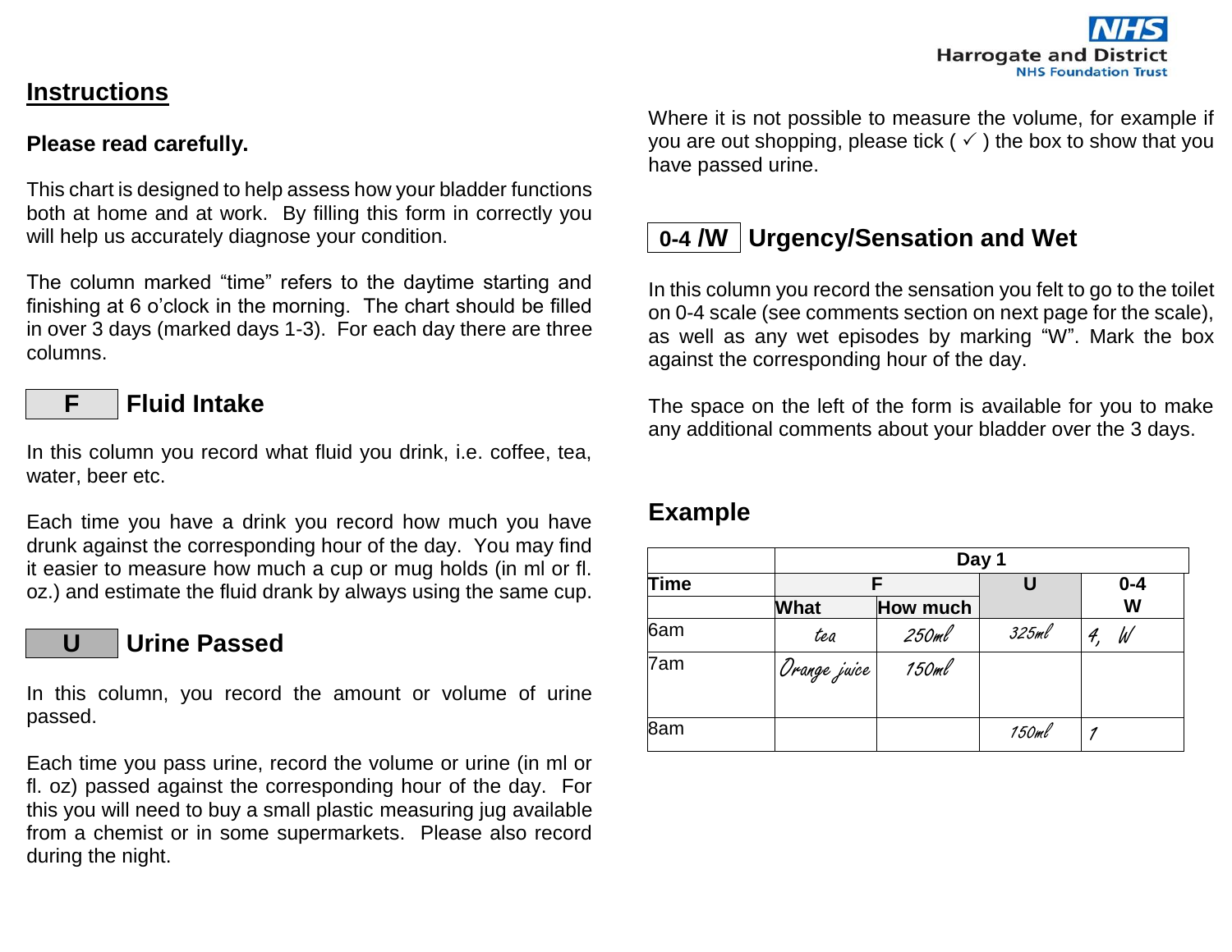## Instructions

**Please read carefully.**

This chart is designed to help assess how your bladder functions both at home and at work. By filling this form in correctly you will help us accurately diagnose your condition.

The column marked "time" refers to the daytime starting and finishing at 6 o'clock in the morning. The chart should be filled in over 3 days (marked days 1-3). For each day there are three columns.

### F Fluid Intake

In this column you record what fluid you drink, i.e. coffee, tea, water, beer etc.

Each time you have a drink you record how much you have drunk against the corresponding hour of the day. You may find it easier to measure how much a cup or mug holds (in ml or fl. oz.) and estimate the fluid drank by always using the same cup.

### U Urine Passed

In this column, you record the amount or volume of urine passed.

Each time you pass urine, record the volume or urine (in ml or fl. oz) passed against the corresponding hour of the day. For this you will need to buy a small plastic measuring jug available from a chemist or in some supermarkets. Please also record during the night.

Where it is not possible to measure the volume, for example if you are out shopping, please tick ( ✓ ) the box to show that you have passed urine.

### 0-4 /W Urgency/Sensation and Wet

In this column you record the sensation you felt to go to the toilet on 0-4 scale (see comments section on next page for the scale), as well as any wet episodes by marking "W". Mark the box against the corresponding hour of the day.

The space on the left of the form is available for you to make any additional comments about your bladder over the 3 days.

### Example

| | Day 1 | | | |
|---|---|---|---|---|
| **Time** | **F** | | **U** | **0-4 W** |
| | **What** | **How much** | | |
| 6am | tea | 250ml | 325ml | 4, W |
| 7am | Orange juice | 150ml | | |
| 8am | | | 150ml | 1 |